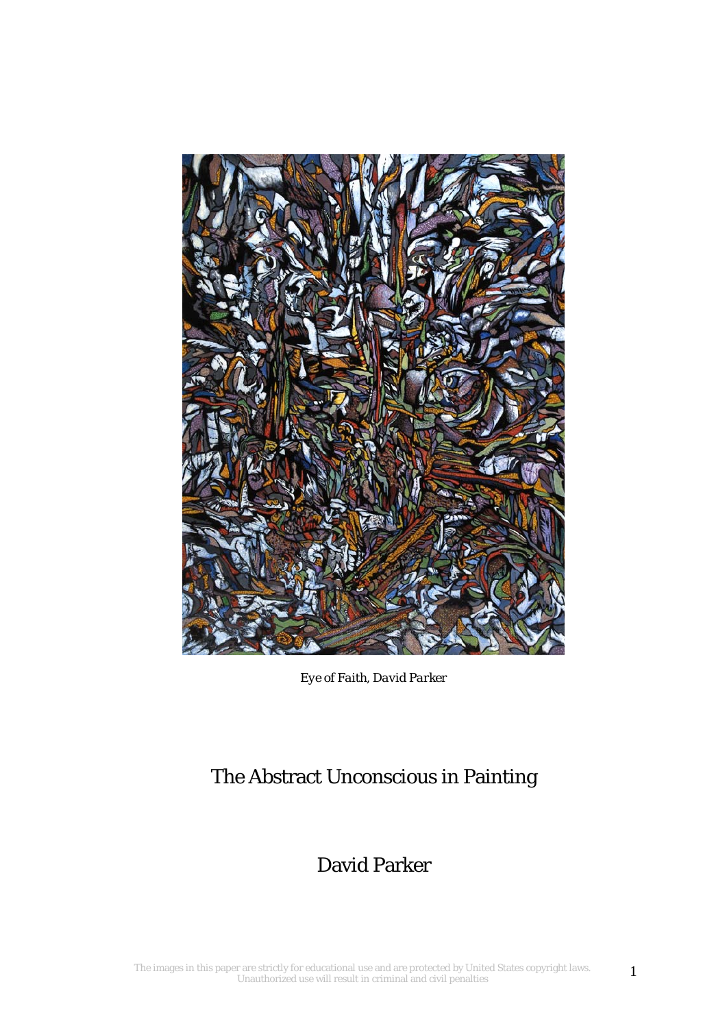*Eye of Faith, David Parker*

# The Abstract Unconscious in Painting

## David Parker

The images in this paper are strictly for educational use and are protected by United States copyright laws. Unauthorized use will result in criminal and civil penalties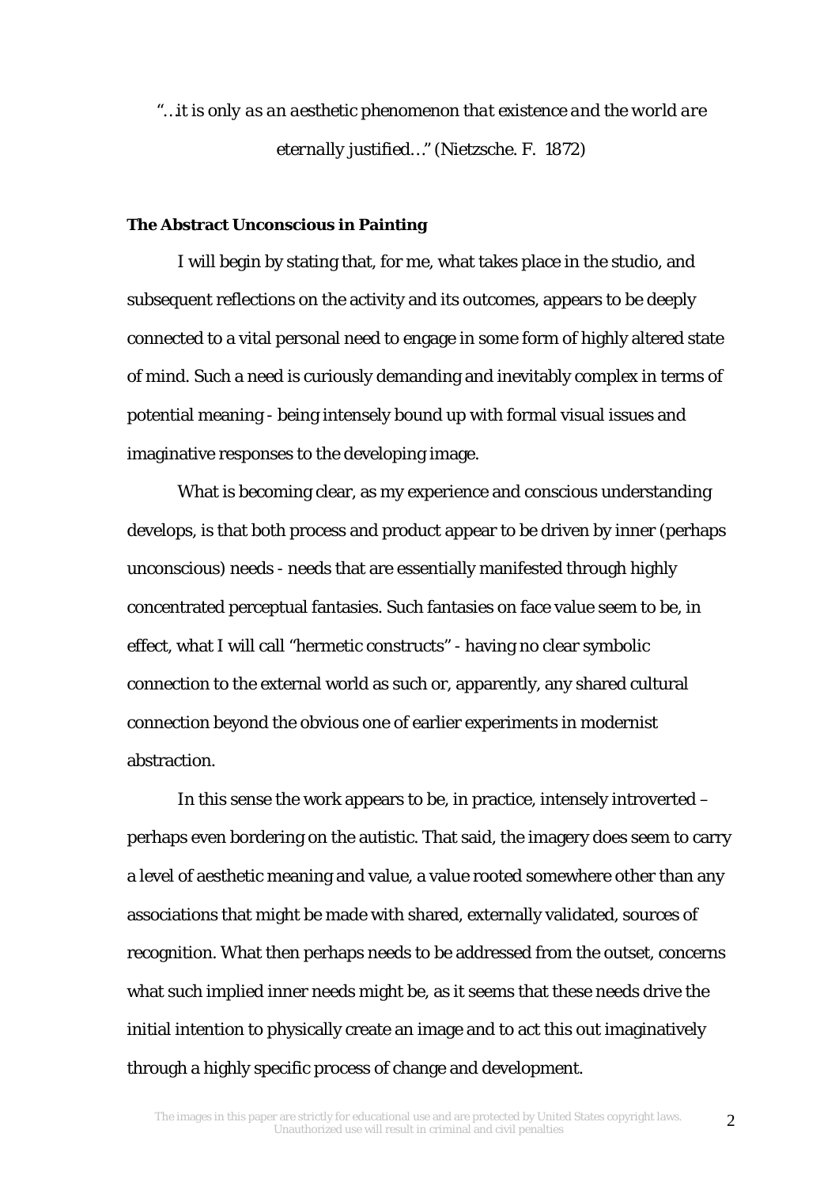*"…it is only as an aesthetic phenomenon that existence and the world are eternally justified…"* (Nietzsche. F. 1872)

**The Abstract Unconscious in Painting**

I will begin by stating that, for me, what takes place in the studio, and subsequent reflections on the activity and its outcomes, appears to be deeply connected to a vital personal need to engage in some form of highly altered state of mind. Such a need is curiously demanding and inevitably complex in terms of potential meaning - being intensely bound up with formal visual issues and imaginative responses to the developing image.

What is becoming clear, as my experience and conscious understanding develops, is that both process and product appear to be driven by inner (perhaps unconscious) needs - needs that are essentially manifested through highly concentrated perceptual fantasies. Such fantasies on face value seem to be, in effect, what I will call "hermetic constructs" - having no clear symbolic connection to the external world as such or, apparently, any shared cultural connection beyond the obvious one of earlier experiments in modernist abstraction.

In this sense the work appears to be, in practice, intensely introverted – perhaps even bordering on the autistic. That said, the imagery does seem to carry a level of aesthetic meaning and value, a value rooted somewhere other than any associations that might be made with shared, externally validated, sources of recognition. What then perhaps needs to be addressed from the outset, concerns what such implied inner needs might be, as it seems that these needs drive the initial intention to physically create an image and to act this out imaginatively through a highly specific process of change and development.

The images in this paper are strictly for educational use and are protected by United States copyright laws. Unauthorized use will result in criminal and civil penalties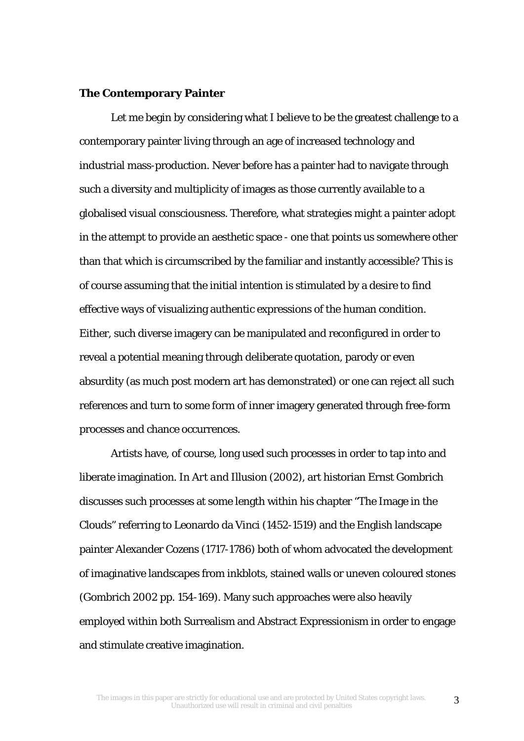**The Contemporary Painter**

Let me begin by considering what I believe to be the greatest challenge to a contemporary painter living through an age of increased technology and industrial mass-production. Never before has a painter had to navigate through such a diversity and multiplicity of images as those currently available to a globalised visual consciousness. Therefore, what strategies might a painter adopt in the attempt to provide an aesthetic space - one that points us somewhere other than that which is circumscribed by the familiar and instantly accessible? This is of course assuming that the initial intention is stimulated by a desire to find effective ways of visualizing authentic expressions of the human condition. Either, such diverse imagery can be manipulated and reconfigured in order to reveal a potential meaning through deliberate quotation, parody or even absurdity (as much post modern art has demonstrated) or one can reject all such references and turn to some form of inner imagery generated through free-form processes and chance occurrences.

Artists have, of course, long used such processes in order to tap into and liberate imagination. In *Art and Illusion* (2002), art historian Ernst Gombrich discusses such processes at some length within his chapter "The Image in the Clouds" referring to Leonardo da Vinci (1452-1519) and the English landscape painter Alexander Cozens (1717-1786) both of whom advocated the development of imaginative landscapes from inkblots, stained walls or uneven coloured stones (Gombrich 2002 pp. 154-169). Many such approaches were also heavily employed within both Surrealism and Abstract Expressionism in order to engage and stimulate creative imagination.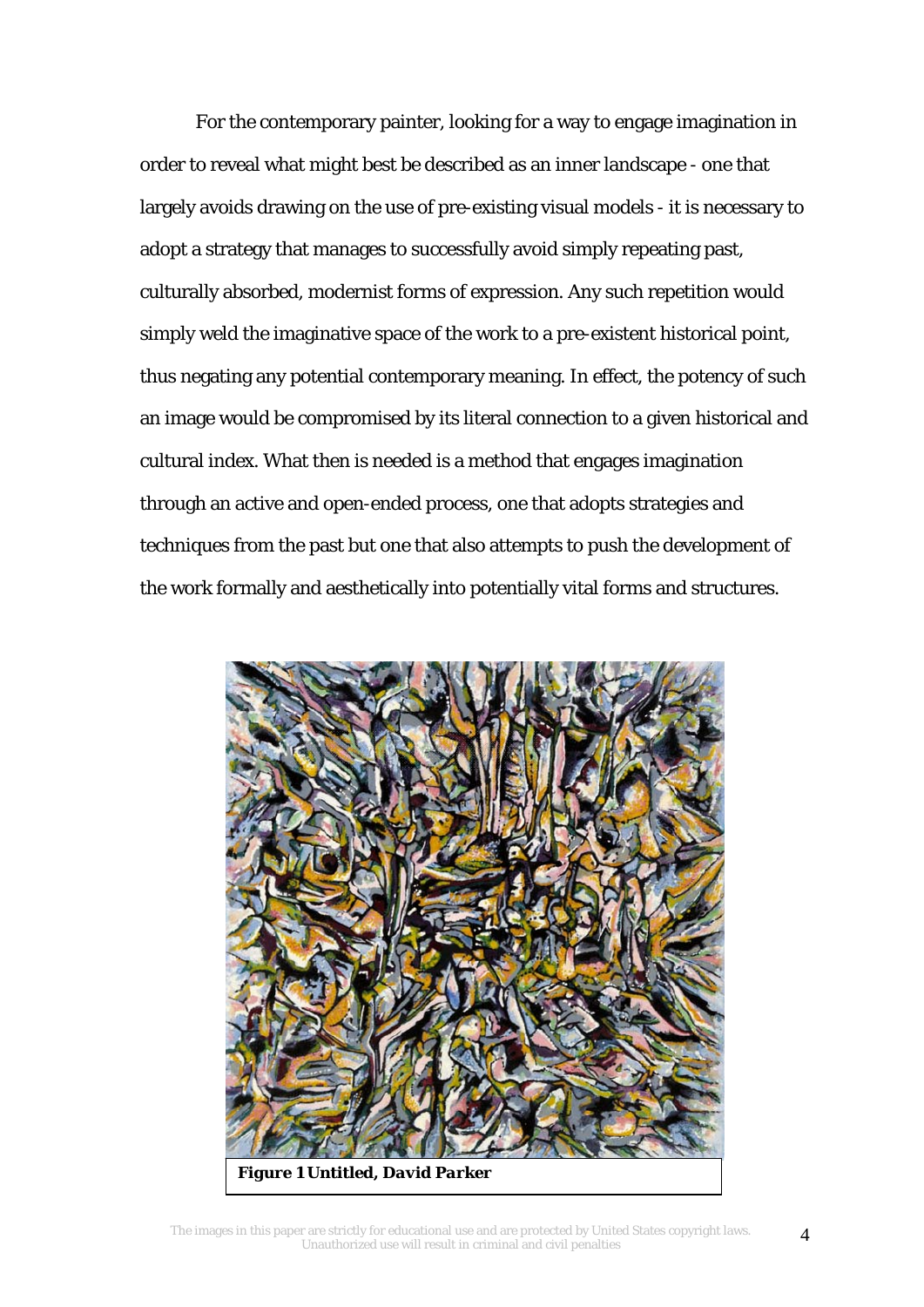For the contemporary painter, looking for a way to engage imagination in order to reveal what might best be described as an inner landscape - one that largely avoids drawing on the use of pre-existing visual models - it is necessary to adopt a strategy that manages to successfully avoid simply repeating past, culturally absorbed, modernist forms of expression. Any such repetition would simply weld the imaginative space of the work to a pre-existent historical point, thus negating any potential contemporary meaning. In effect, the potency of such an image would be compromised by its literal connection to a given historical and cultural index. What then is needed is a method that engages imagination through an active and open-ended process, one that adopts strategies and techniques from the past but one that also attempts to push the development of the work formally and aesthetically into potentially vital forms and structures.

**Figure 1 Untitled, David Parker**

The images in this paper are strictly for educational use and are protected by United States copyright laws. Unauthorized use will result in criminal and civil penalties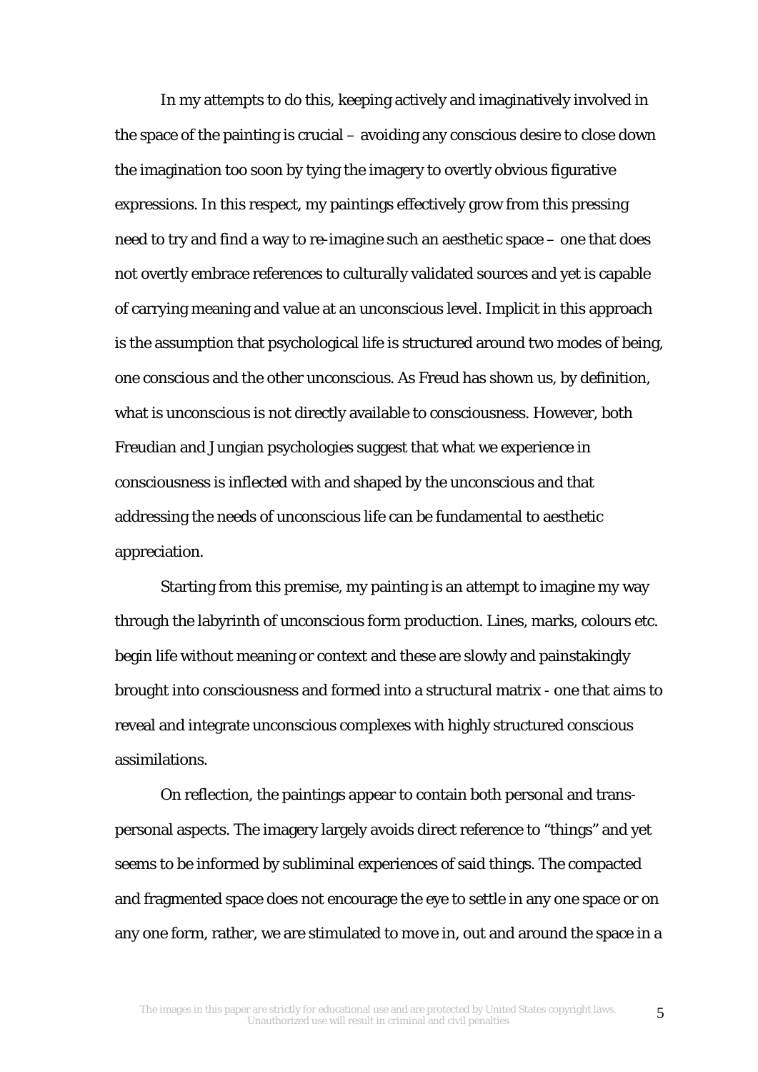In my attempts to do this, keeping actively and imaginatively involved in the space of the painting is crucial – avoiding any conscious desire to close down the imagination too soon by tying the imagery to overtly obvious figurative expressions. In this respect, my paintings effectively grow from this pressing need to try and find a way to re-imagine such an aesthetic space – one that does not overtly embrace references to culturally validated sources and yet is capable of carrying meaning and value at an unconscious level. Implicit in this approach is the assumption that psychological life is structured around two modes of being, one conscious and the other unconscious. As Freud has shown us, by definition, what is unconscious is not directly available to consciousness. However, both Freudian and Jungian psychologies suggest that what we experience in consciousness is inflected with and shaped by the unconscious and that addressing the needs of unconscious life can be fundamental to aesthetic appreciation.

Starting from this premise, my painting is an attempt to imagine my way through the labyrinth of unconscious form production. Lines, marks, colours etc. begin life without meaning or context and these are slowly and painstakingly brought into consciousness and formed into a structural matrix - one that aims to reveal and integrate unconscious complexes with highly structured conscious assimilations.

On reflection, the paintings appear to contain both personal and trans-personal aspects. The imagery largely avoids direct reference to "things" and yet seems to be informed by subliminal experiences of said things. The compacted and fragmented space does not encourage the eye to settle in any one space or on any one form, rather, we are stimulated to move in, out and around the space in a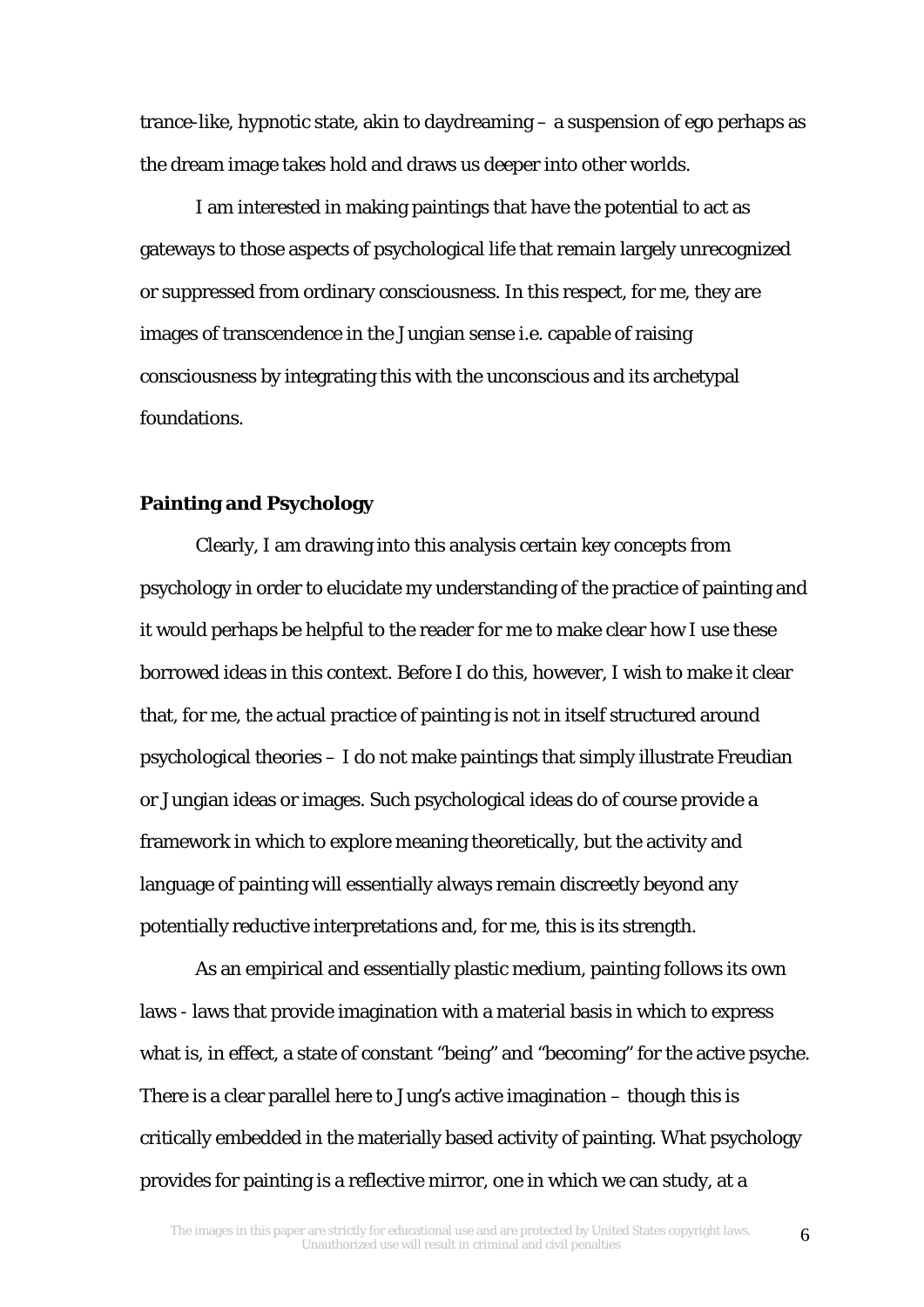trance-like, hypnotic state, akin to daydreaming – a suspension of ego perhaps as the dream image takes hold and draws us deeper into other worlds.

I am interested in making paintings that have the potential to act as gateways to those aspects of psychological life that remain largely unrecognized or suppressed from ordinary consciousness. In this respect, for me, they are images of transcendence in the Jungian sense i.e. capable of raising consciousness by integrating this with the unconscious and its archetypal foundations.

**Painting and Psychology**

Clearly, I am drawing into this analysis certain key concepts from psychology in order to elucidate my understanding of the practice of painting and it would perhaps be helpful to the reader for me to make clear how I use these borrowed ideas in this context. Before I do this, however, I wish to make it clear that, for me, the actual practice of painting is not in itself structured around psychological theories – I do not make paintings that simply illustrate Freudian or Jungian ideas or images. Such psychological ideas do of course provide a framework in which to explore meaning theoretically, but the activity and language of painting will essentially always remain discreetly beyond any potentially reductive interpretations and, for me, this is its strength.

As an empirical and essentially plastic medium, painting follows its own laws - laws that provide imagination with a material basis in which to express what is, in effect, a state of constant "being" and "becoming" for the active psyche. There is a clear parallel here to Jung's active imagination – though this is critically embedded in the materially based activity of painting. What psychology provides for painting is a reflective mirror, one in which we can study, at a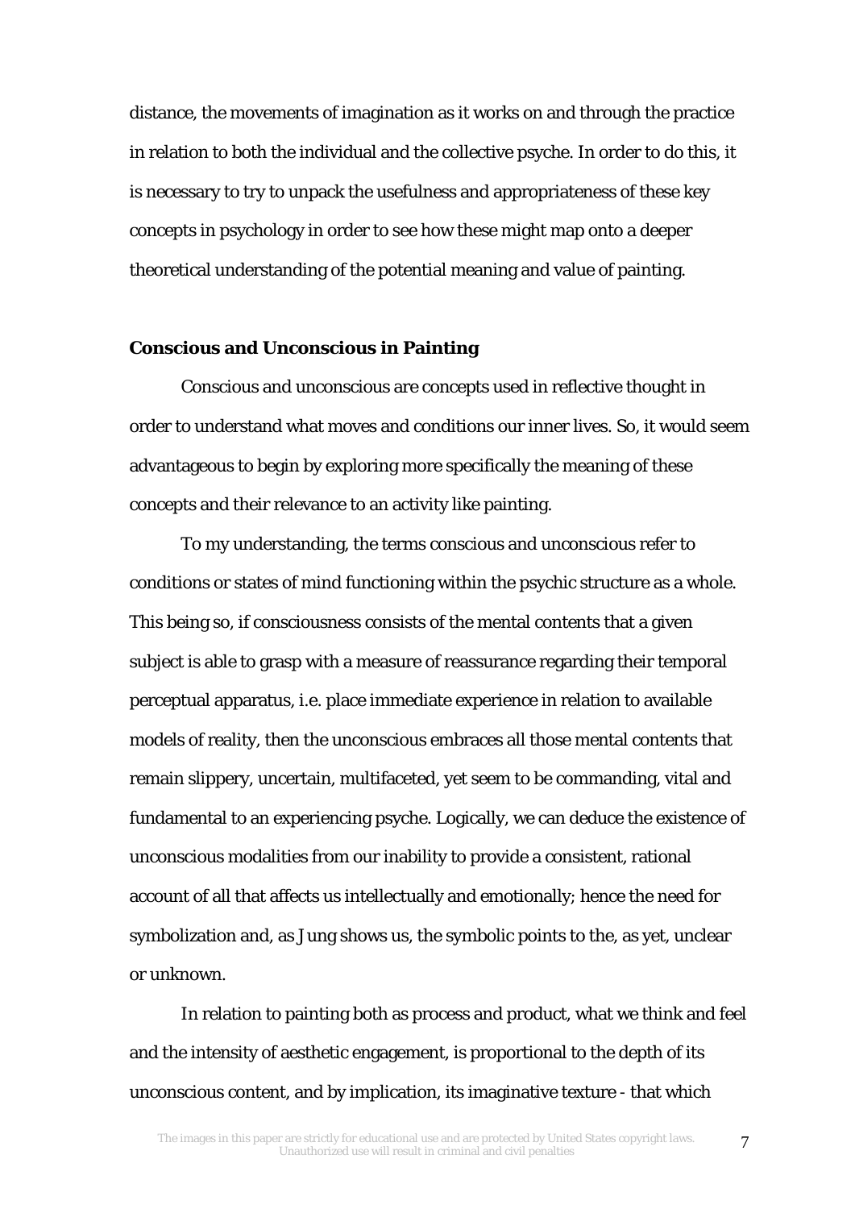distance, the movements of imagination as it works on and through the practice in relation to both the individual and the collective psyche. In order to do this, it is necessary to try to unpack the usefulness and appropriateness of these key concepts in psychology in order to see how these might map onto a deeper theoretical understanding of the potential meaning and value of painting.

### Conscious and Unconscious in Painting

Conscious and unconscious are concepts used in reflective thought in order to understand what moves and conditions our inner lives. So, it would seem advantageous to begin by exploring more specifically the meaning of these concepts and their relevance to an activity like painting.

To my understanding, the terms conscious and unconscious refer to conditions or states of mind functioning within the psychic structure as a whole. This being so, if consciousness consists of the mental contents that a given subject is able to grasp with a measure of reassurance regarding their temporal perceptual apparatus, i.e. place immediate experience in relation to available models of reality, then the unconscious embraces all those mental contents that remain slippery, uncertain, multifaceted, yet seem to be commanding, vital and fundamental to an experiencing psyche. Logically, we can deduce the existence of unconscious modalities from our inability to provide a consistent, rational account of all that affects us intellectually and emotionally; hence the need for symbolization and, as Jung shows us, the symbolic points to the, as yet, unclear or unknown.

In relation to painting both as process and product, what we think and feel and the intensity of aesthetic engagement, is proportional to the depth of its unconscious content, and by implication, its imaginative texture - that which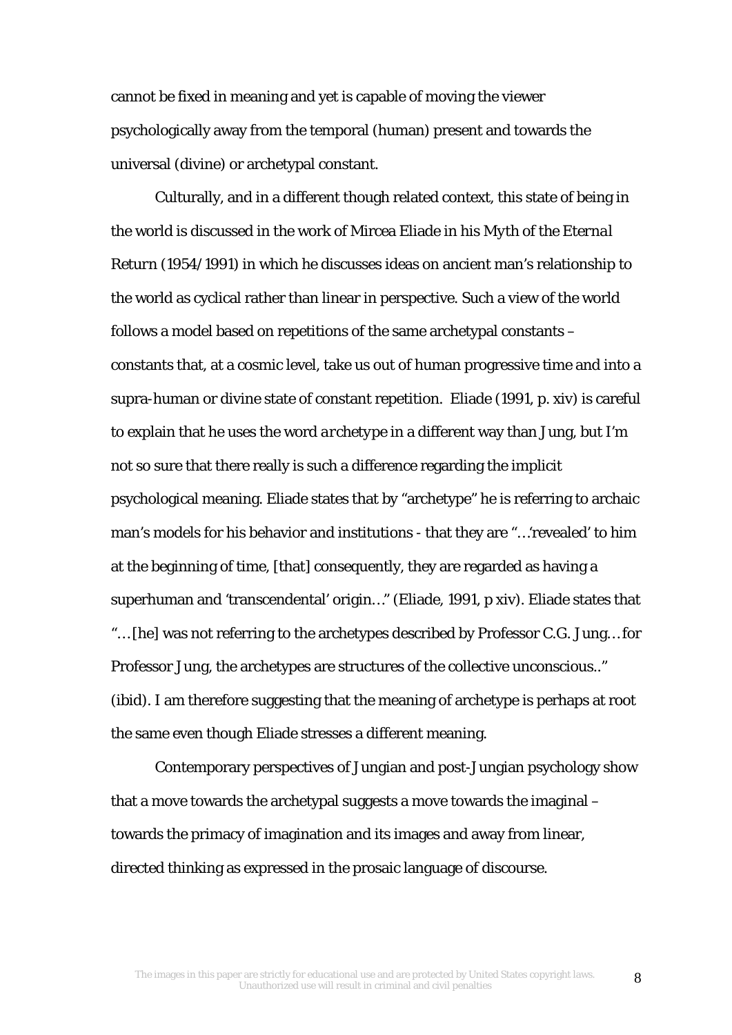cannot be fixed in meaning and yet is capable of moving the viewer psychologically away from the temporal (human) present and towards the universal (divine) or archetypal constant.

Culturally, and in a different though related context, this state of being in the world is discussed in the work of Mircea Eliade in his *Myth of the Eternal Return* (1954/1991) in which he discusses ideas on ancient man's relationship to the world as cyclical rather than linear in perspective. Such a view of the world follows a model based on repetitions of the same archetypal constants – constants that, at a cosmic level, take us out of human progressive time and into a supra-human or divine state of constant repetition. Eliade (1991, p. xiv) is careful to explain that he uses the word *archetype* in a different way than Jung, but I'm not so sure that there really is such a difference regarding the implicit psychological meaning. Eliade states that by "archetype" he is referring to archaic man's models for his behavior and institutions - that they are "…'revealed' to him at the beginning of time, [that] consequently, they are regarded as having a superhuman and 'transcendental' origin…" (Eliade, 1991, p xiv). Eliade states that "…[he] was not referring to the archetypes described by Professor C.G. Jung…for Professor Jung, the archetypes are structures of the collective unconscious.." (ibid). I am therefore suggesting that the meaning of archetype is perhaps at root the same even though Eliade stresses a different meaning.

Contemporary perspectives of Jungian and post-Jungian psychology show that a move towards the archetypal suggests a move towards the imaginal – towards the primacy of imagination and its images and away from linear, directed thinking as expressed in the prosaic language of discourse.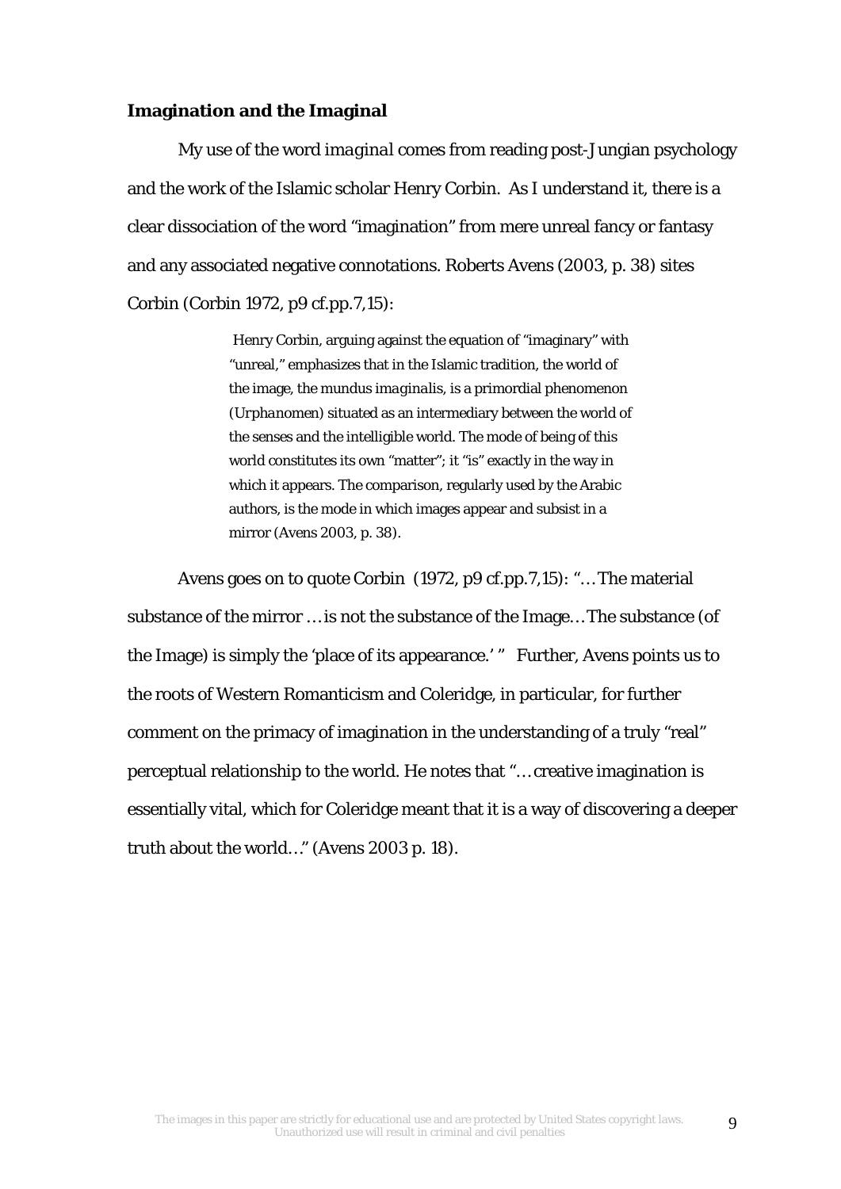### Imagination and the Imaginal

My use of the word *imaginal* comes from reading post-Jungian psychology and the work of the Islamic scholar Henry Corbin. As I understand it, there is a clear dissociation of the word "imagination" from mere unreal fancy or fantasy and any associated negative connotations. Roberts Avens (2003, p. 38) sites Corbin (Corbin 1972, p9 cf.pp.7,15):

> Henry Corbin, arguing against the equation of "imaginary" with "unreal," emphasizes that in the Islamic tradition, the world of the image, the *mundus imaginalis*, is a primordial phenomenon (*Urphanomen*) situated as an intermediary between the world of the senses and the intelligible world. The mode of being of this world constitutes its own "matter"; it "is" exactly in the way in which it appears. The comparison, regularly used by the Arabic authors, is the mode in which images appear and subsist in a mirror (Avens 2003, p. 38).

Avens goes on to quote Corbin (1972, p9 cf.pp.7,15): "… The material substance of the mirror … is not the substance of the Image… The substance (of the Image) is simply the 'place of its appearance.' " Further, Avens points us to the roots of Western Romanticism and Coleridge, in particular, for further comment on the primacy of imagination in the understanding of a truly "real" perceptual relationship to the world. He notes that "… creative imagination is essentially vital, which for Coleridge meant that it is a way of discovering a deeper truth about the world…" (Avens 2003 p. 18).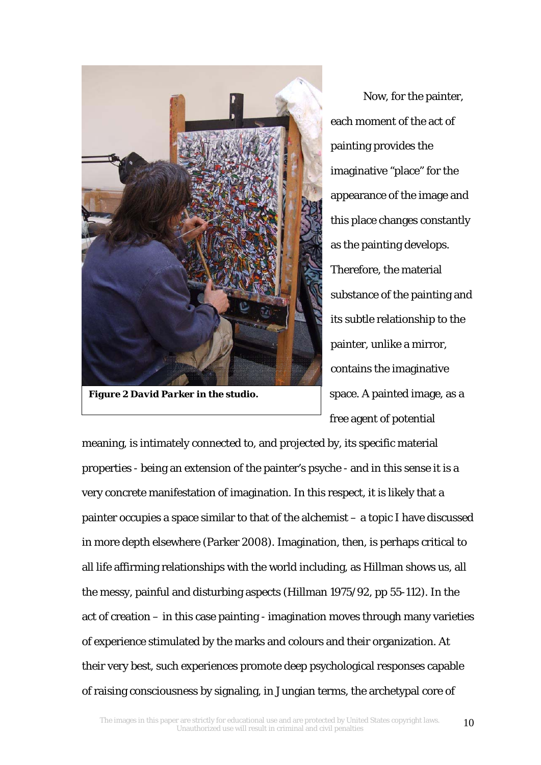**Figure 2 David Parker in the studio.**

Now, for the painter, each moment of the act of painting provides the imaginative "place" for the appearance of the image and this place changes constantly as the painting develops. Therefore, the material substance of the painting and its subtle relationship to the painter, unlike a mirror, contains the imaginative space. A painted image, as a free agent of potential meaning, is intimately connected to, and projected by, its specific material properties - being an extension of the painter's psyche - and in this sense it is a very concrete manifestation of imagination. In this respect, it is likely that a painter occupies a space similar to that of the alchemist – a topic I have discussed in more depth elsewhere (Parker 2008). Imagination, then, is perhaps critical to all life affirming relationships with the world including, as Hillman shows us, all the messy, painful and disturbing aspects (Hillman 1975/92, pp 55-112). In the act of creation – in this case painting - imagination moves through many varieties of experience stimulated by the marks and colours and their organization. At their very best, such experiences promote deep psychological responses capable of raising consciousness by signaling, in Jungian terms, the archetypal core of

The images in this paper are strictly for educational use and are protected by United States copyright laws. Unauthorized use will result in criminal and civil penalties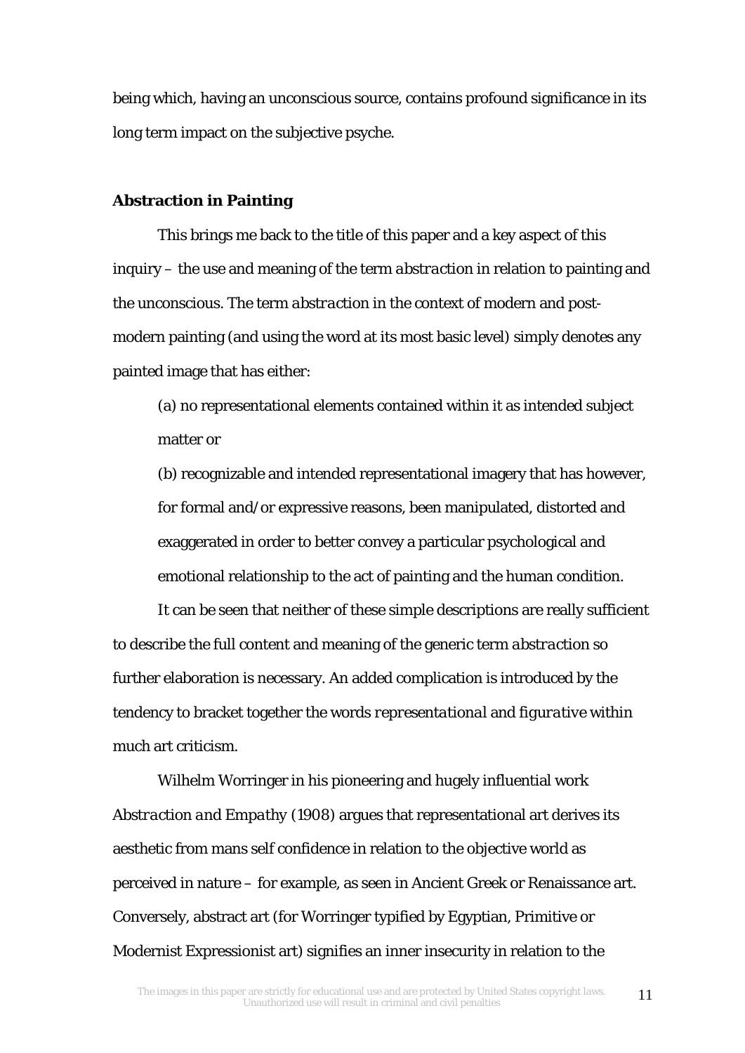being which, having an unconscious source, contains profound significance in its long term impact on the subjective psyche.

**Abstraction in Painting**

This brings me back to the title of this paper and a key aspect of this inquiry – the use and meaning of the term *abstraction* in relation to painting and the unconscious. The term *abstraction* in the context of modern and post-modern painting (and using the word at its most basic level) simply denotes any painted image that has either:

(a) no representational elements contained within it as intended subject matter or

(b) recognizable and intended representational imagery that has however, for formal and/or expressive reasons, been manipulated, distorted and exaggerated in order to better convey a particular psychological and emotional relationship to the act of painting and the human condition.

It can be seen that neither of these simple descriptions are really sufficient to describe the full content and meaning of the generic term *abstraction* so further elaboration is necessary. An added complication is introduced by the tendency to bracket together the words *representational* and *figurative* within much art criticism.

Wilhelm Worringer in his pioneering and hugely influential work *Abstraction and Empathy* (1908) argues that representational art derives its aesthetic from mans self confidence in relation to the objective world as perceived in nature – for example, as seen in Ancient Greek or Renaissance art. Conversely, abstract art (for Worringer typified by Egyptian, Primitive or Modernist Expressionist art) signifies an inner insecurity in relation to the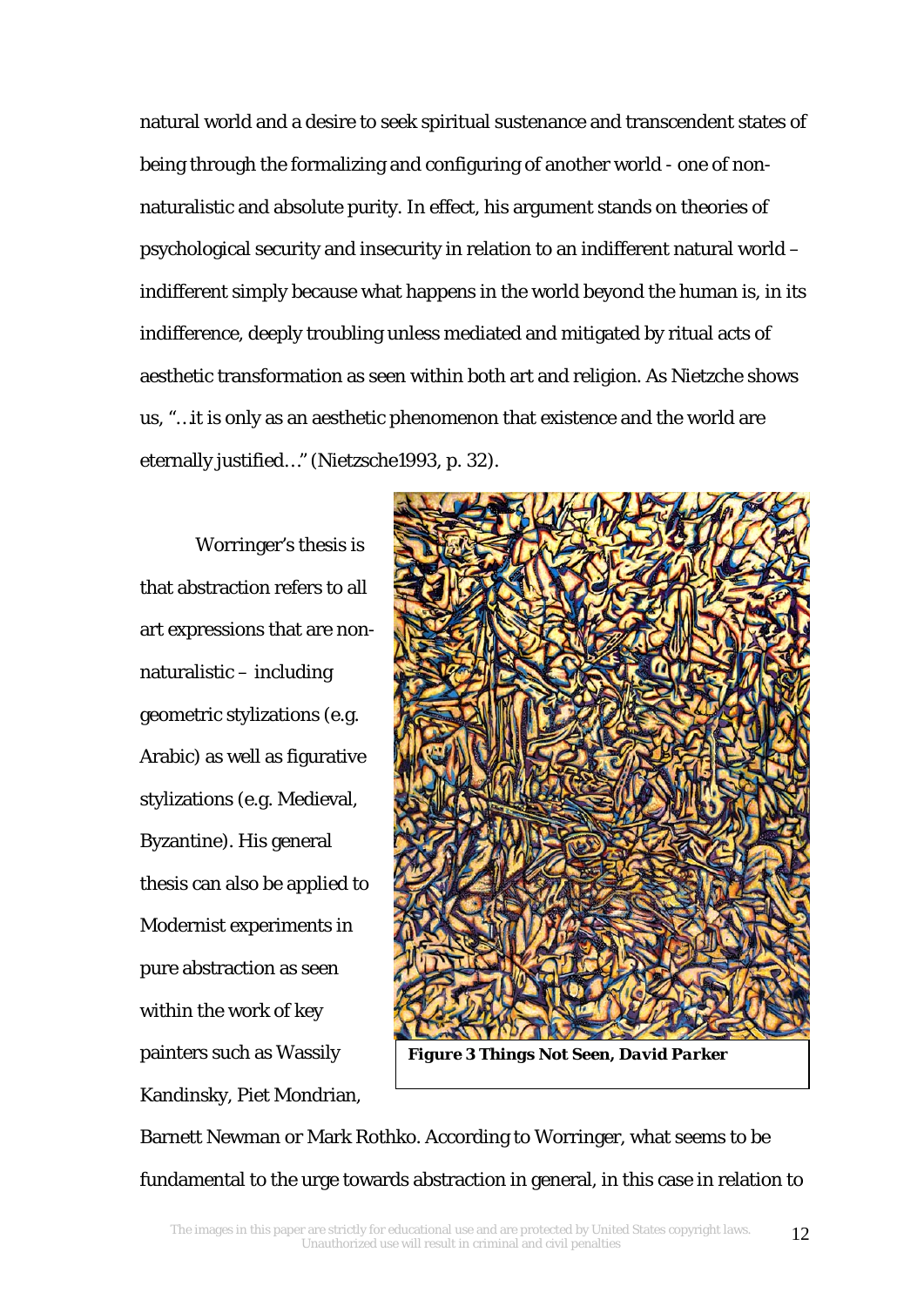natural world and a desire to seek spiritual sustenance and transcendent states of being through the formalizing and configuring of another world - one of non-naturalistic and absolute purity. In effect, his argument stands on theories of psychological security and insecurity in relation to an indifferent natural world – indifferent simply because what happens in the world beyond the human is, in its indifference, deeply troubling unless mediated and mitigated by ritual acts of aesthetic transformation as seen within both art and religion. As Nietzche shows us, "…it is only as an aesthetic phenomenon that existence and the world are eternally justified…" (Nietzsche1993, p. 32).

Worringer's thesis is that abstraction refers to all art expressions that are non-naturalistic – including geometric stylizations (e.g. Arabic) as well as figurative stylizations (e.g. Medieval, Byzantine). His general thesis can also be applied to Modernist experiments in pure abstraction as seen within the work of key painters such as Wassily Kandinsky, Piet Mondrian, Barnett Newman or Mark Rothko. According to Worringer, what seems to be fundamental to the urge towards abstraction in general, in this case in relation to

***Figure 3 Things Not Seen, David Parker***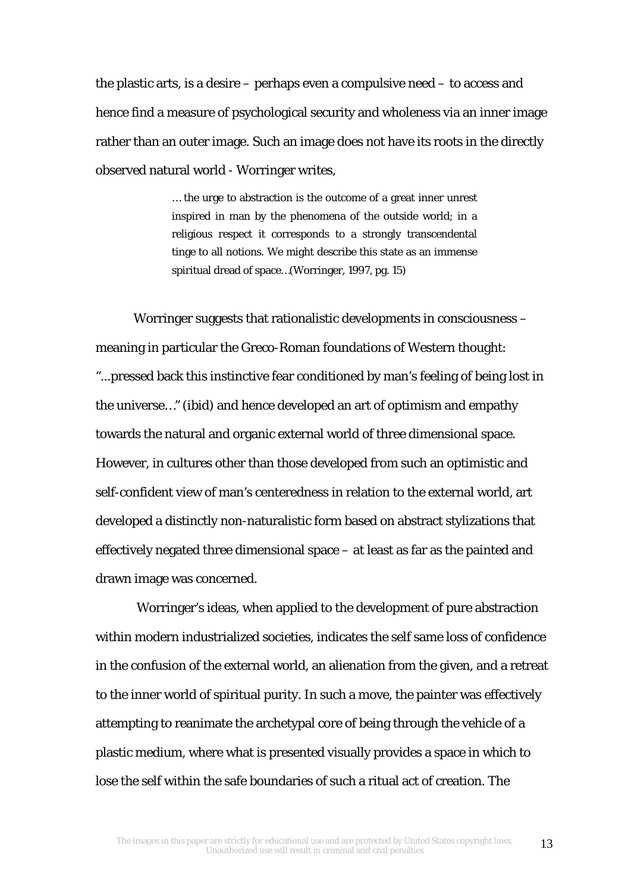the plastic arts, is a desire – perhaps even a compulsive need – to access and hence find a measure of psychological security and wholeness via an inner image rather than an outer image. Such an image does not have its roots in the directly observed natural world - Worringer writes,

> … the urge to abstraction is the outcome of a great inner unrest inspired in man by the phenomena of the outside world; in a religious respect it corresponds to a strongly transcendental tinge to all notions. We might describe this state as an immense spiritual dread of space…(Worringer, 1997, pg. 15)

Worringer suggests that rationalistic developments in consciousness – meaning in particular the Greco-Roman foundations of Western thought: "...pressed back this instinctive fear conditioned by man's feeling of being lost in the universe…" (ibid) and hence developed an art of optimism and empathy towards the natural and organic external world of three dimensional space. However, in cultures other than those developed from such an optimistic and self-confident view of man's centeredness in relation to the external world, art developed a distinctly non-naturalistic form based on abstract stylizations that effectively negated three dimensional space – at least as far as the painted and drawn image was concerned.

Worringer's ideas, when applied to the development of pure abstraction within modern industrialized societies, indicates the self same loss of confidence in the confusion of the external world, an alienation from the given, and a retreat to the inner world of spiritual purity. In such a move, the painter was effectively attempting to reanimate the archetypal core of being through the vehicle of a plastic medium, where what is presented visually provides a space in which to lose the self within the safe boundaries of such a ritual act of creation. The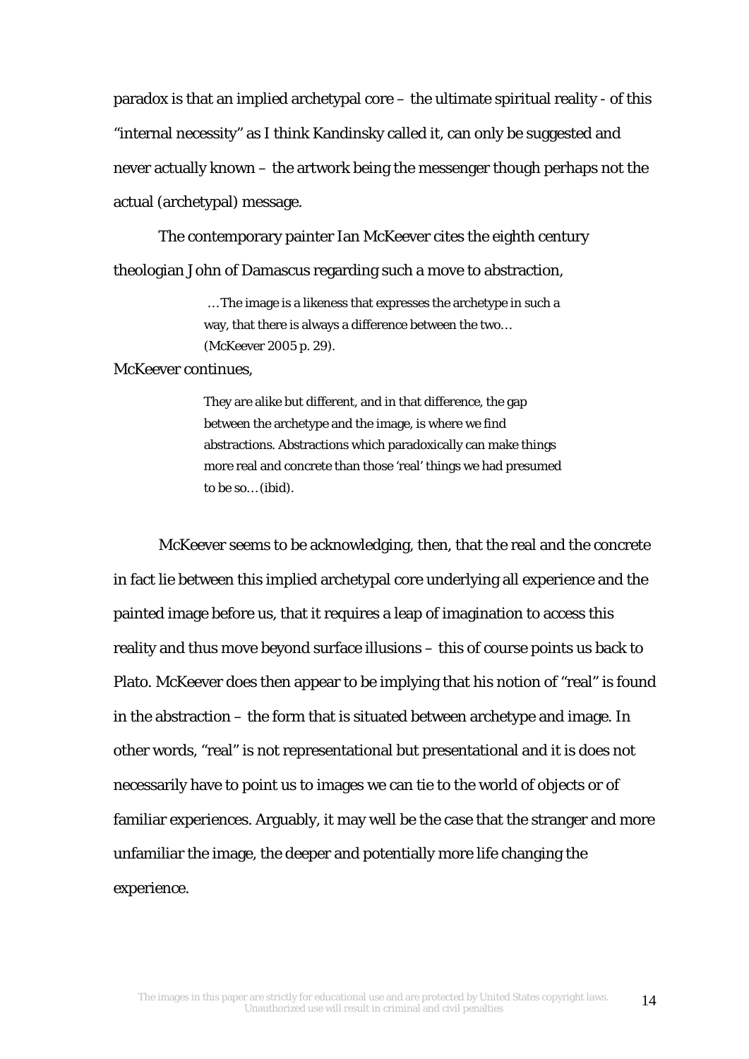paradox is that an implied archetypal core – the ultimate spiritual reality - of this "internal necessity" as I think Kandinsky called it, can only be suggested and never actually known – the artwork being the messenger though perhaps not the actual (archetypal) message.

The contemporary painter Ian McKeever cites the eighth century theologian John of Damascus regarding such a move to abstraction,

> …The image is a likeness that expresses the archetype in such a way, that there is always a difference between the two… (McKeever 2005 p. 29).

McKeever continues,

> They are alike but different, and in that difference, the gap between the archetype and the image, is where we find abstractions. Abstractions which paradoxically can make things more real and concrete than those 'real' things we had presumed to be so…(ibid).

McKeever seems to be acknowledging, then, that the real and the concrete in fact lie between this implied archetypal core underlying all experience and the painted image before us, that it requires a leap of imagination to access this reality and thus move beyond surface illusions – this of course points us back to Plato. McKeever does then appear to be implying that his notion of "real" is found in the abstraction – the form that is situated between archetype and image. In other words, "real" is not representational but presentational and it is does not necessarily have to point us to images we can tie to the world of objects or of familiar experiences. Arguably, it may well be the case that the stranger and more unfamiliar the image, the deeper and potentially more life changing the experience.

The images in this paper are strictly for educational use and are protected by United States copyright laws. Unauthorized use will result in criminal and civil penalties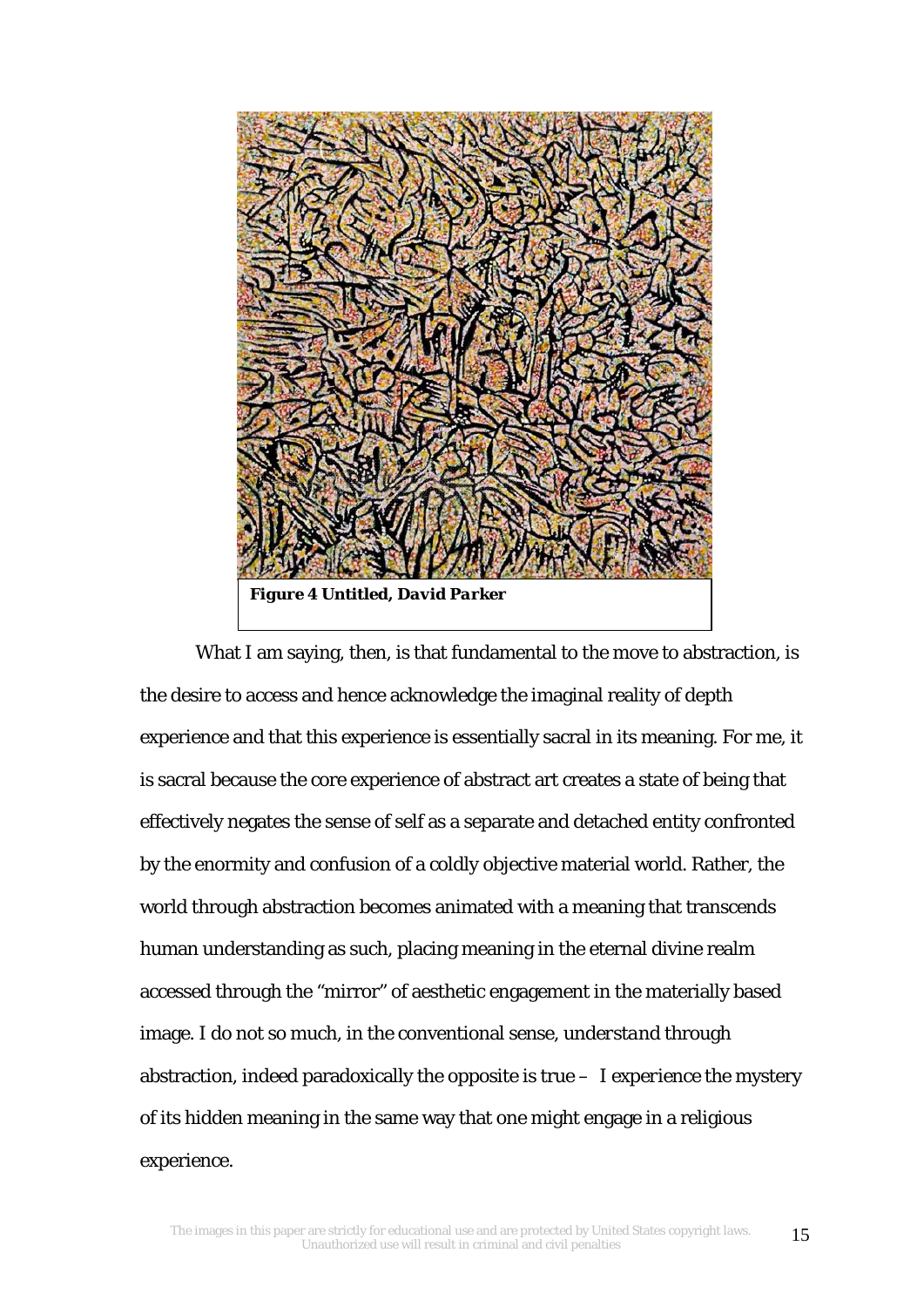***Figure 4 Untitled, David Parker***

What I am saying, then, is that fundamental to the move to abstraction, is the desire to access and hence acknowledge the imaginal reality of depth experience and that this experience is essentially sacral in its meaning. For me, it is sacral because the core experience of abstract art creates a state of being that effectively negates the sense of self as a separate and detached entity confronted by the enormity and confusion of a coldly objective material world. Rather, the world through abstraction becomes animated with a meaning that transcends human understanding as such, placing meaning in the eternal divine realm accessed through the "mirror" of aesthetic engagement in the materially based image. I do not so much, in the conventional sense, *understand* through abstraction, indeed paradoxically the opposite is true – I experience the mystery of its hidden meaning in the same way that one might engage in a religious experience.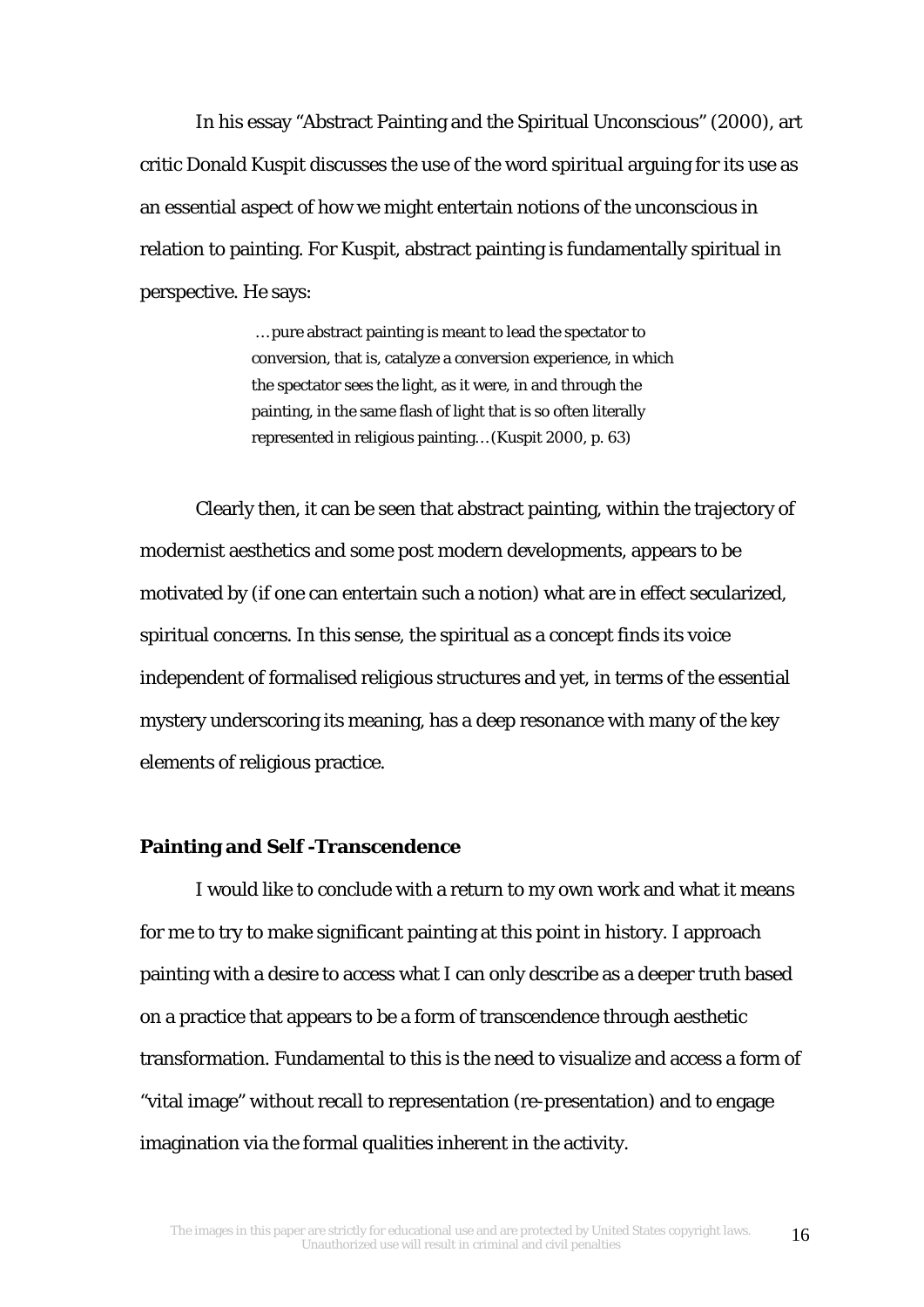In his essay "Abstract Painting and the Spiritual Unconscious" (2000), art critic Donald Kuspit discusses the use of the word *spiritual* arguing for its use as an essential aspect of how we might entertain notions of the unconscious in relation to painting. For Kuspit, abstract painting is fundamentally spiritual in perspective. He says:

> …pure abstract painting is meant to lead the spectator to conversion, that is, catalyze a conversion experience, in which the spectator sees the light, as it were, in and through the painting, in the same flash of light that is so often literally represented in religious painting…(Kuspit 2000, p. 63)

Clearly then, it can be seen that abstract painting, within the trajectory of modernist aesthetics and some post modern developments, appears to be motivated by (if one can entertain such a notion) what are in effect secularized, spiritual concerns. In this sense, the spiritual as a concept finds its voice independent of formalised religious structures and yet, in terms of the essential mystery underscoring its meaning, has a deep resonance with many of the key elements of religious practice.

**Painting and Self -Transcendence**

I would like to conclude with a return to my own work and what it means for me to try to make significant painting at this point in history. I approach painting with a desire to access what I can only describe as a deeper truth based on a practice that appears to be a form of transcendence through aesthetic transformation. Fundamental to this is the need to visualize and access a form of "vital image" without recall to representation (re-presentation) and to engage imagination via the formal qualities inherent in the activity.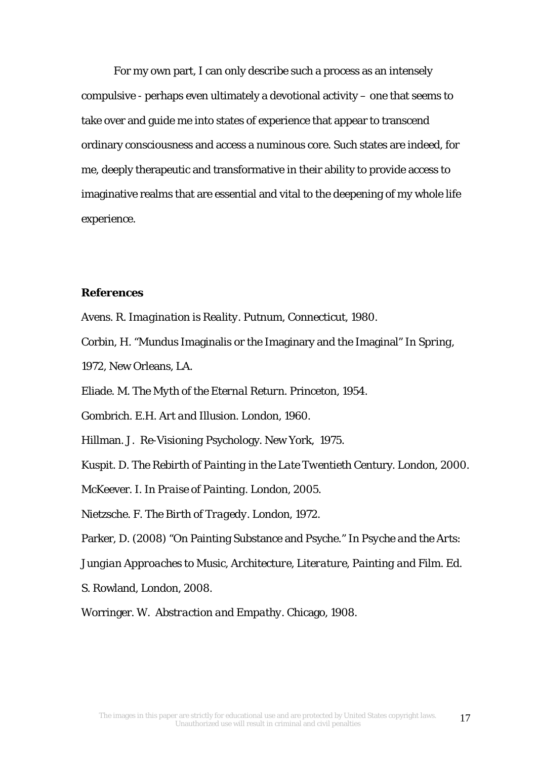For my own part, I can only describe such a process as an intensely compulsive - perhaps even ultimately a devotional activity – one that seems to take over and guide me into states of experience that appear to transcend ordinary consciousness and access a numinous core. Such states are indeed, for me, deeply therapeutic and transformative in their ability to provide access to imaginative realms that are essential and vital to the deepening of my whole life experience.

**References**

Avens. R. *Imagination is Reality*. Putnum, Connecticut, 1980.

Corbin, H. "Mundus Imaginalis or the Imaginary and the Imaginal" In *Spring*, 1972, New Orleans, LA.

Eliade. M. *The Myth of the Eternal Return*. Princeton, 1954.

Gombrich. E.H. *Art and Illusion*. London, 1960.

Hillman. J. Re-Visioning Psychology. New York, 1975.

Kuspit. D. *The Rebirth of Painting in the Late Twentieth Century*. London, 2000.

McKeever. I. *In Praise of Painting*. London, 2005.

Nietzsche. F. *The Birth of Tragedy*. London, 1972.

Parker, D. (2008) "On Painting Substance and Psyche." In *Psyche and the Arts: Jungian Approaches to Music, Architecture, Literature, Painting and Film*. Ed. S. Rowland, London, 2008.

Worringer. W. *Abstraction and Empathy*. Chicago, 1908.

The images in this paper are strictly for educational use and are protected by United States copyright laws. Unauthorized use will result in criminal and civil penalties